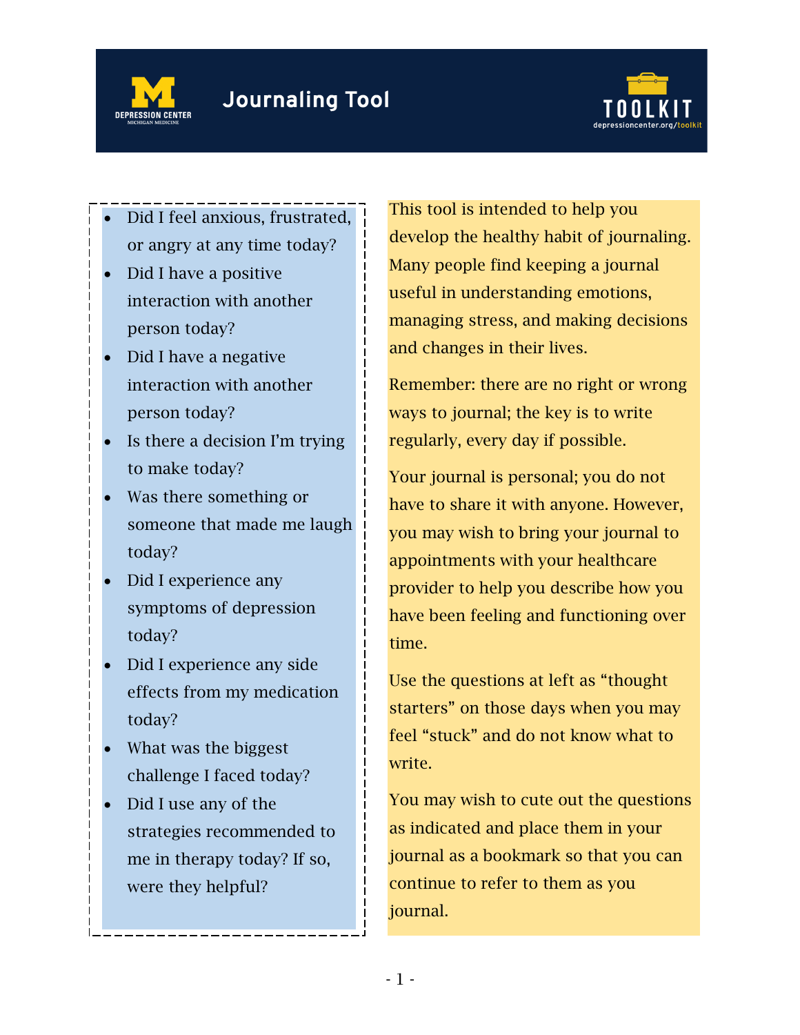# Journaling Tool

DEPRESSION CENTER
MICHIGAN MEDICINE

TOOLKIT
depressioncenter.org/toolkit

This tool is intended to help you develop the healthy habit of journaling. Many people find keeping a journal useful in understanding emotions, managing stress, and making decisions and changes in their lives.

Remember: there are no right or wrong ways to journal; the key is to write regularly, every day if possible.

Your journal is personal; you do not have to share it with anyone. However, you may wish to bring your journal to appointments with your healthcare provider to help you describe how you have been feeling and functioning over time.

Use the questions at left as “thought starters” on those days when you may feel “stuck” and do not know what to write.

You may wish to cute out the questions as indicated and place them in your journal as a bookmark so that you can continue to refer to them as you journal.

- Did I feel anxious, frustrated, or angry at any time today?
- Did I have a positive interaction with another person today?
- Did I have a negative interaction with another person today?
- Is there a decision I’m trying to make today?
- Was there something or someone that made me laugh today?
- Did I experience any symptoms of depression today?
- Did I experience any side effects from my medication today?
- What was the biggest challenge I faced today?
- Did I use any of the strategies recommended to me in therapy today? If so, were they helpful?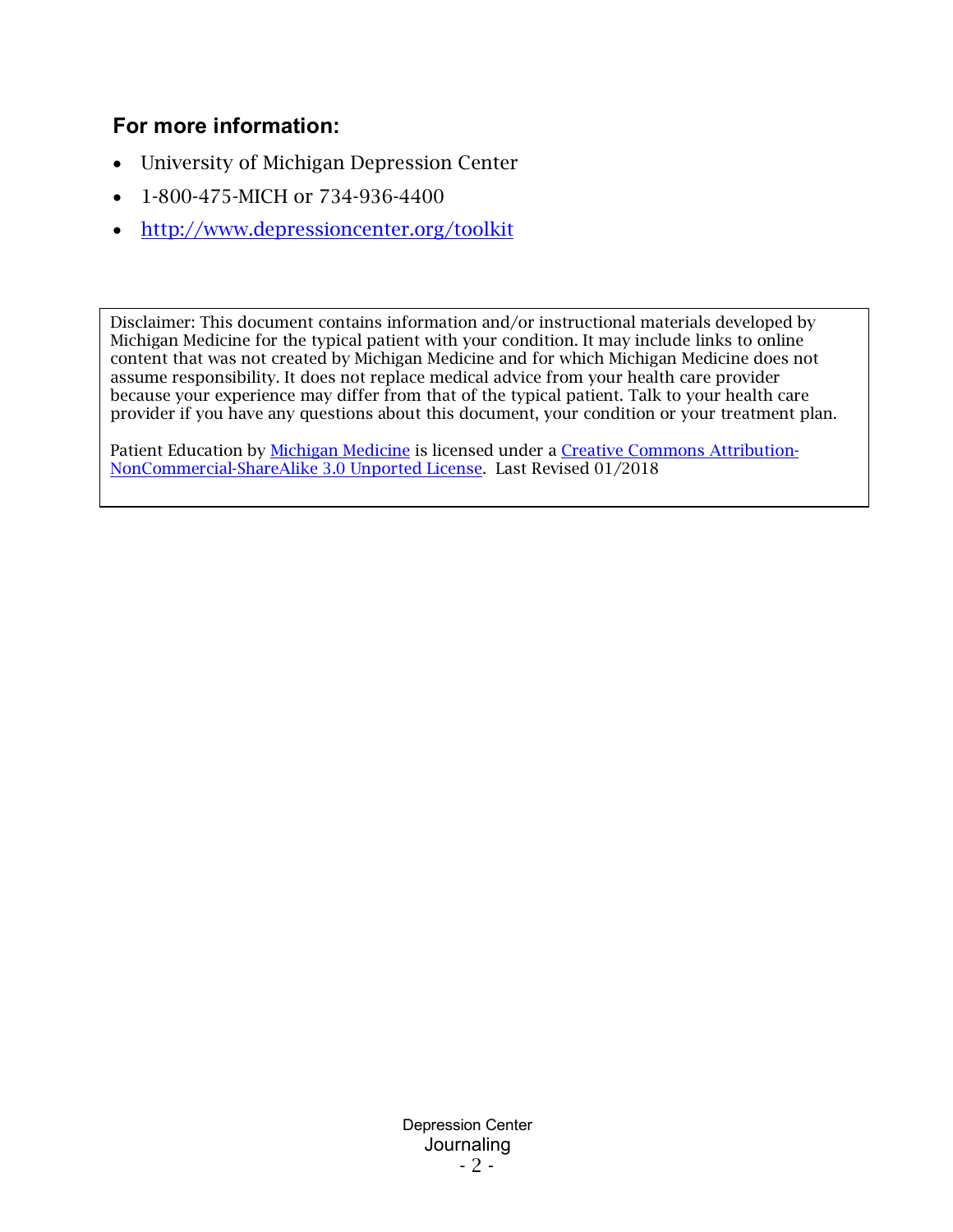### For more information:

- University of Michigan Depression Center
- 1-800-475-MICH or 734-936-4400
- [http://www.depressioncenter.org/toolkit](http://www.depressioncenter.org/toolkit)

Disclaimer: This document contains information and/or instructional materials developed by Michigan Medicine for the typical patient with your condition. It may include links to online content that was not created by Michigan Medicine and for which Michigan Medicine does not assume responsibility. It does not replace medical advice from your health care provider because your experience may differ from that of the typical patient. Talk to your health care provider if you have any questions about this document, your condition or your treatment plan.

Patient Education by Michigan Medicine is licensed under a Creative Commons Attribution-NonCommercial-ShareAlike 3.0 Unported License. Last Revised 01/2018